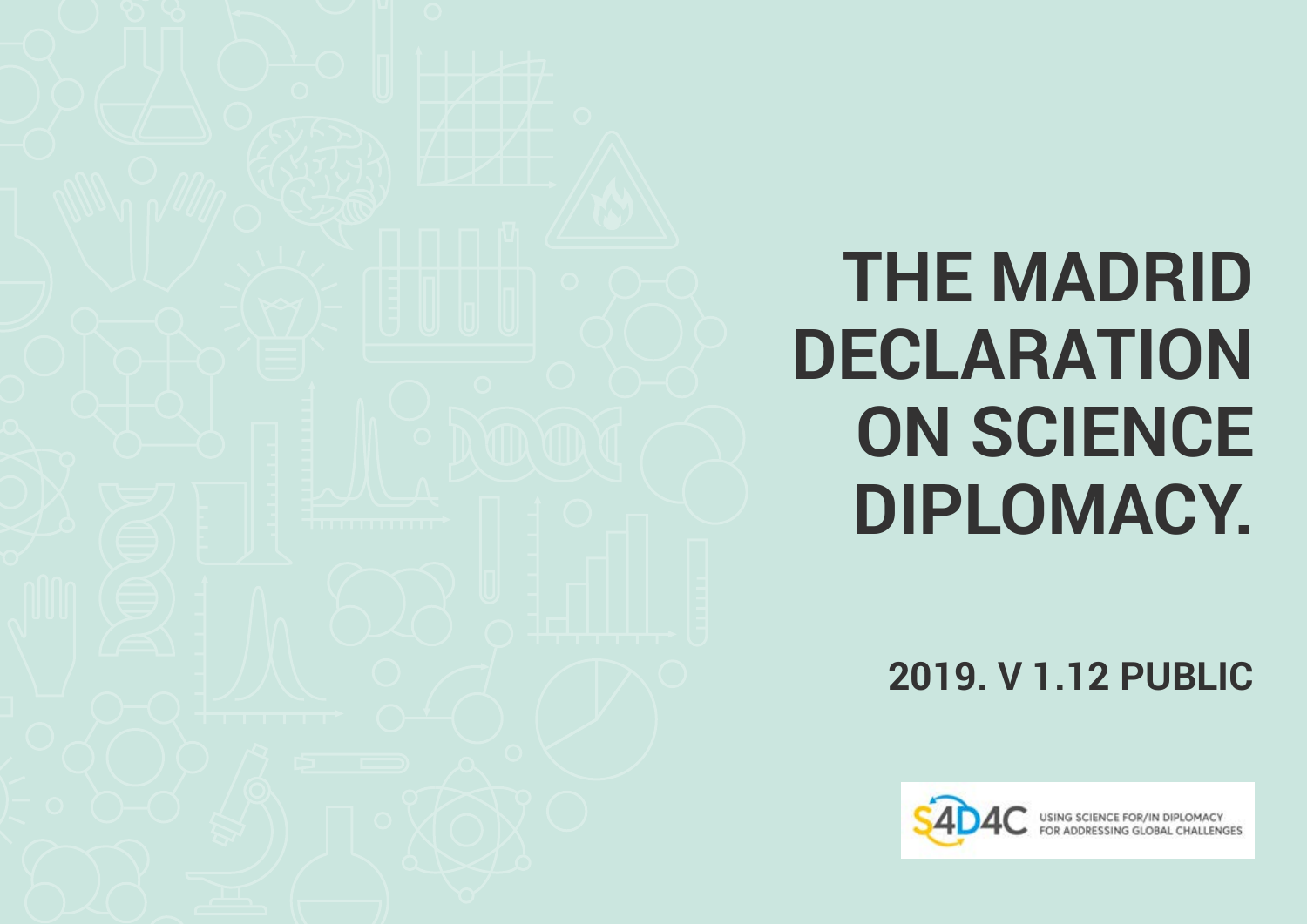# THE MADRID DECLARATION ON SCIENCE DIPLOMACY.

**2019. V 1.12 PUBLIC**

S4D4C USING SCIENCE FOR/IN DIPLOMACY FOR ADDRESSING GLOBAL CHALLENGES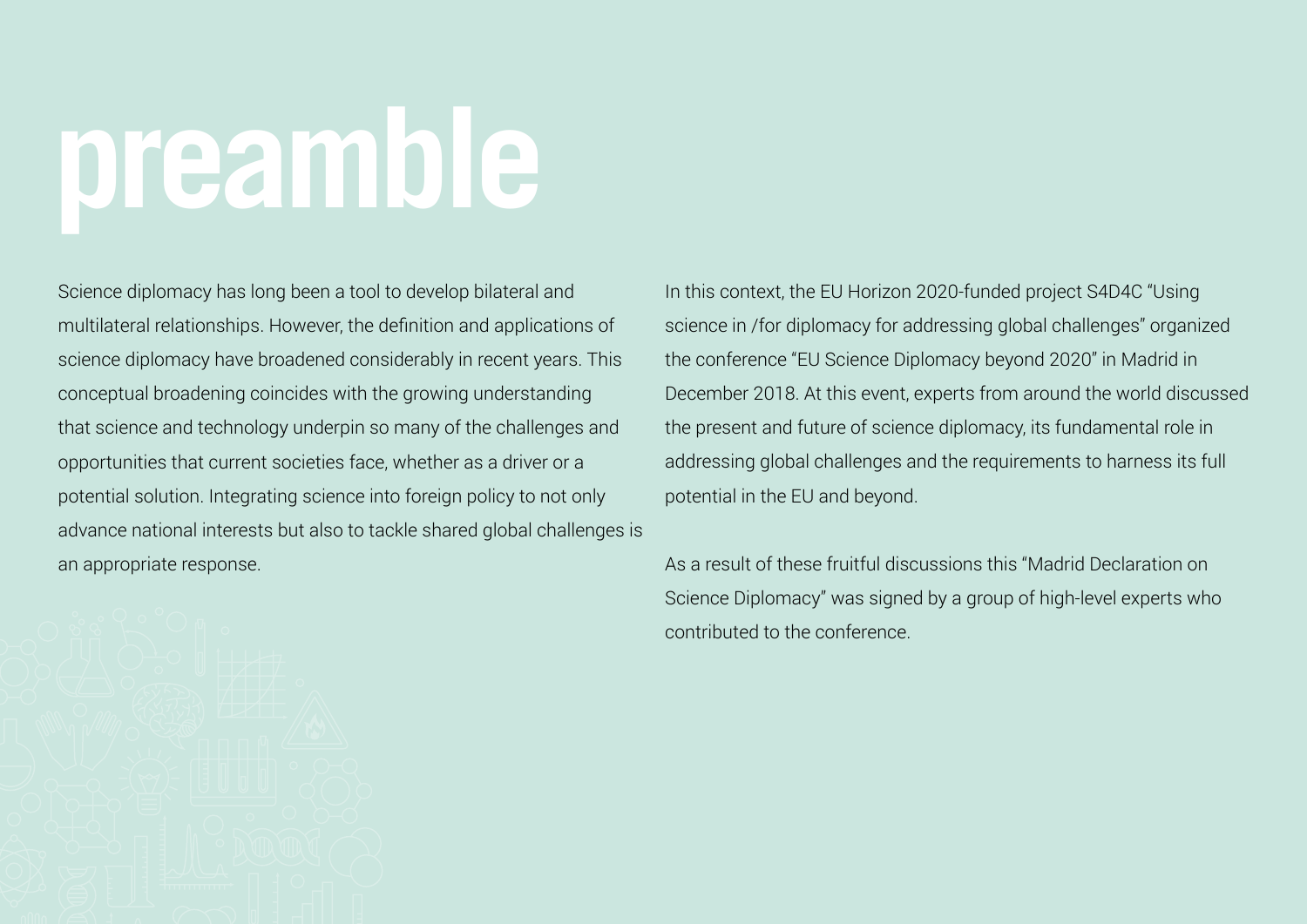# preamble

Science diplomacy has long been a tool to develop bilateral and multilateral relationships. However, the definition and applications of science diplomacy have broadened considerably in recent years. This conceptual broadening coincides with the growing understanding that science and technology underpin so many of the challenges and opportunities that current societies face, whether as a driver or a potential solution. Integrating science into foreign policy to not only advance national interests but also to tackle shared global challenges is an appropriate response.

In this context, the EU Horizon 2020-funded project S4D4C "Using science in /for diplomacy for addressing global challenges" organized the conference "EU Science Diplomacy beyond 2020" in Madrid in December 2018. At this event, experts from around the world discussed the present and future of science diplomacy, its fundamental role in addressing global challenges and the requirements to harness its full potential in the EU and beyond.

As a result of these fruitful discussions this "Madrid Declaration on Science Diplomacy" was signed by a group of high-level experts who contributed to the conference.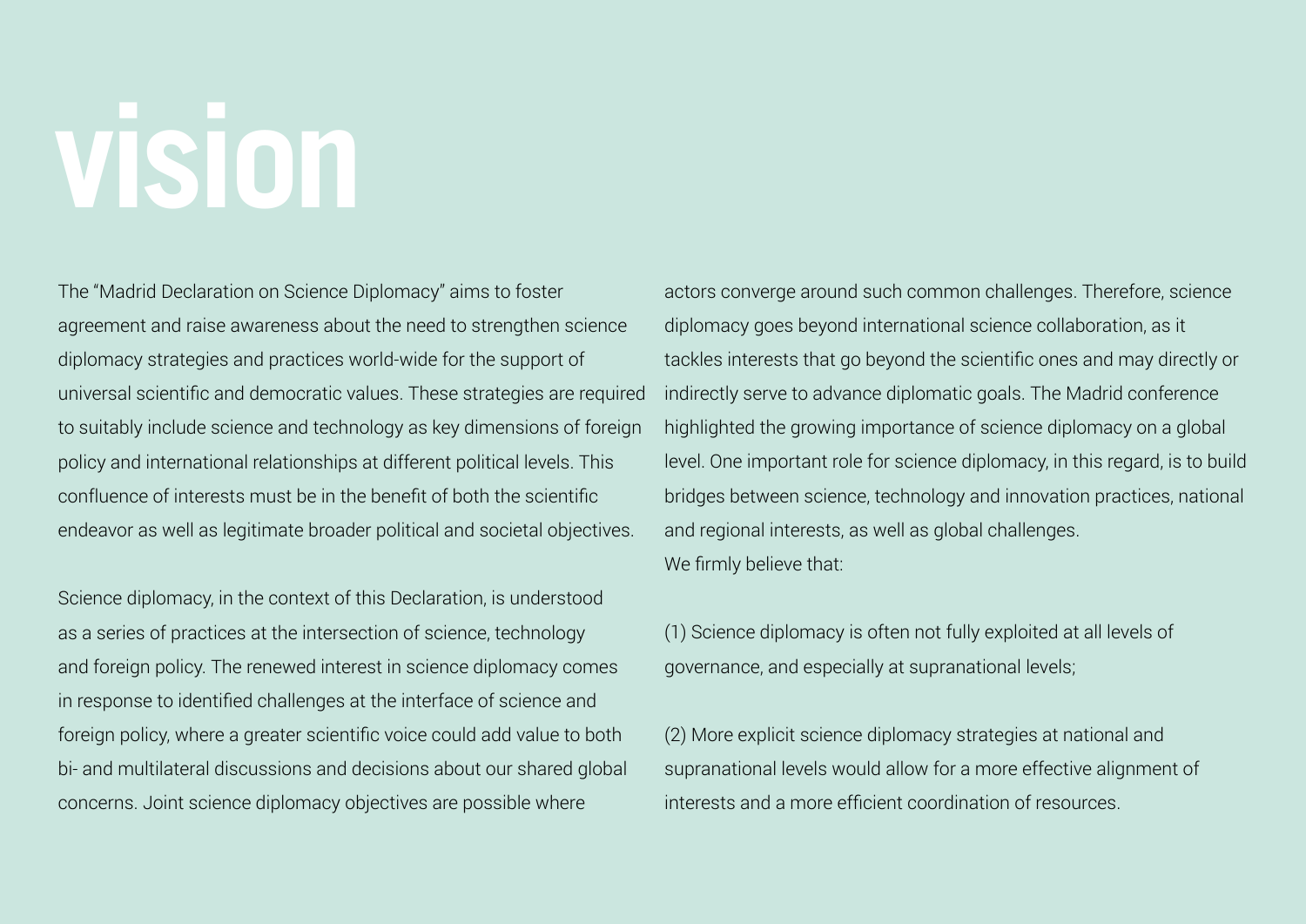# vision

The "Madrid Declaration on Science Diplomacy" aims to foster agreement and raise awareness about the need to strengthen science diplomacy strategies and practices world-wide for the support of universal scientific and democratic values. These strategies are required to suitably include science and technology as key dimensions of foreign policy and international relationships at different political levels. This confluence of interests must be in the benefit of both the scientific endeavor as well as legitimate broader political and societal objectives.

Science diplomacy, in the context of this Declaration, is understood as a series of practices at the intersection of science, technology and foreign policy. The renewed interest in science diplomacy comes in response to identified challenges at the interface of science and foreign policy, where a greater scientific voice could add value to both bi- and multilateral discussions and decisions about our shared global concerns. Joint science diplomacy objectives are possible where actors converge around such common challenges. Therefore, science diplomacy goes beyond international science collaboration, as it tackles interests that go beyond the scientific ones and may directly or indirectly serve to advance diplomatic goals. The Madrid conference highlighted the growing importance of science diplomacy on a global level. One important role for science diplomacy, in this regard, is to build bridges between science, technology and innovation practices, national and regional interests, as well as global challenges.

We firmly believe that:

(1) Science diplomacy is often not fully exploited at all levels of governance, and especially at supranational levels;

(2) More explicit science diplomacy strategies at national and supranational levels would allow for a more effective alignment of interests and a more efficient coordination of resources.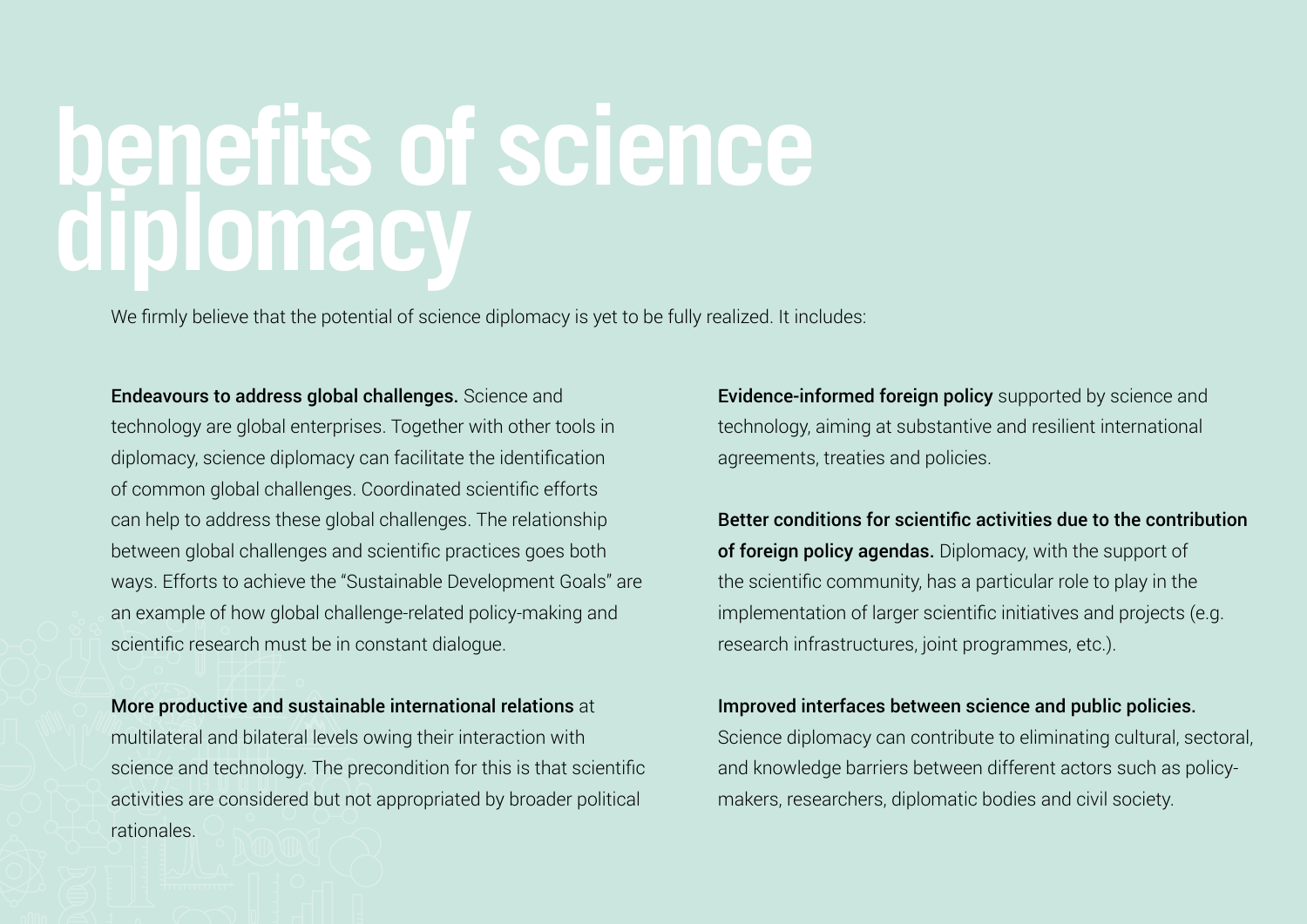# benefits of science diplomacy

We firmly believe that the potential of science diplomacy is yet to be fully realized. It includes:

**Endeavours to address global challenges.** Science and technology are global enterprises. Together with other tools in diplomacy, science diplomacy can facilitate the identification of common global challenges. Coordinated scientific efforts can help to address these global challenges. The relationship between global challenges and scientific practices goes both ways. Efforts to achieve the "Sustainable Development Goals" are an example of how global challenge-related policy-making and scientific research must be in constant dialogue.

**More productive and sustainable international relations** at multilateral and bilateral levels owing their interaction with science and technology. The precondition for this is that scientific activities are considered but not appropriated by broader political rationales.

**Evidence-informed foreign policy** supported by science and technology, aiming at substantive and resilient international agreements, treaties and policies.

**Better conditions for scientific activities due to the contribution of foreign policy agendas.** Diplomacy, with the support of the scientific community, has a particular role to play in the implementation of larger scientific initiatives and projects (e.g. research infrastructures, joint programmes, etc.).

**Improved interfaces between science and public policies.** Science diplomacy can contribute to eliminating cultural, sectoral, and knowledge barriers between different actors such as policy-makers, researchers, diplomatic bodies and civil society.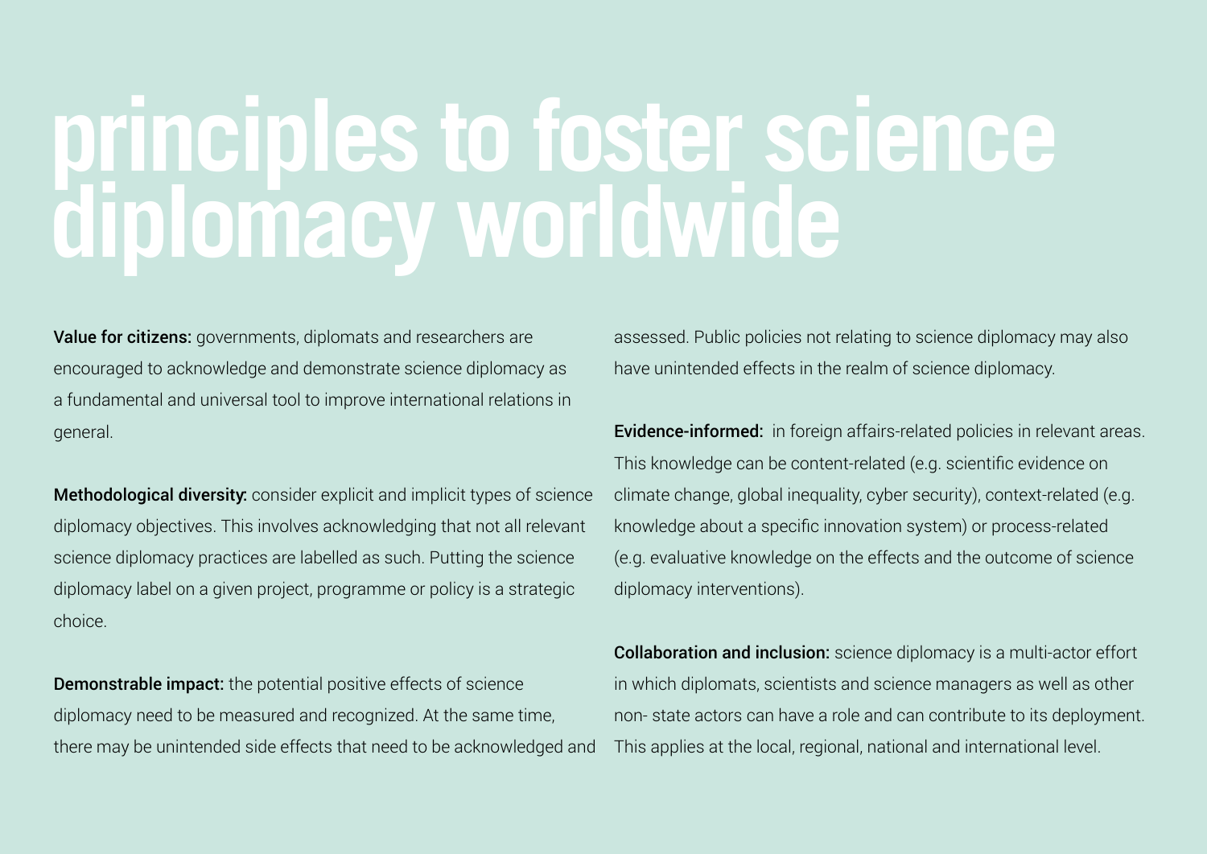# principles to foster science diplomacy worldwide

**Value for citizens:** governments, diplomats and researchers are encouraged to acknowledge and demonstrate science diplomacy as a fundamental and universal tool to improve international relations in general.

**Methodological diversity:** consider explicit and implicit types of science diplomacy objectives. This involves acknowledging that not all relevant science diplomacy practices are labelled as such. Putting the science diplomacy label on a given project, programme or policy is a strategic choice.

**Demonstrable impact:** the potential positive effects of science diplomacy need to be measured and recognized. At the same time, there may be unintended side effects that need to be acknowledged and assessed. Public policies not relating to science diplomacy may also have unintended effects in the realm of science diplomacy.

**Evidence-informed:** in foreign affairs-related policies in relevant areas. This knowledge can be content-related (e.g. scientific evidence on climate change, global inequality, cyber security), context-related (e.g. knowledge about a specific innovation system) or process-related (e.g. evaluative knowledge on the effects and the outcome of science diplomacy interventions).

**Collaboration and inclusion:** science diplomacy is a multi-actor effort in which diplomats, scientists and science managers as well as other non- state actors can have a role and can contribute to its deployment. This applies at the local, regional, national and international level.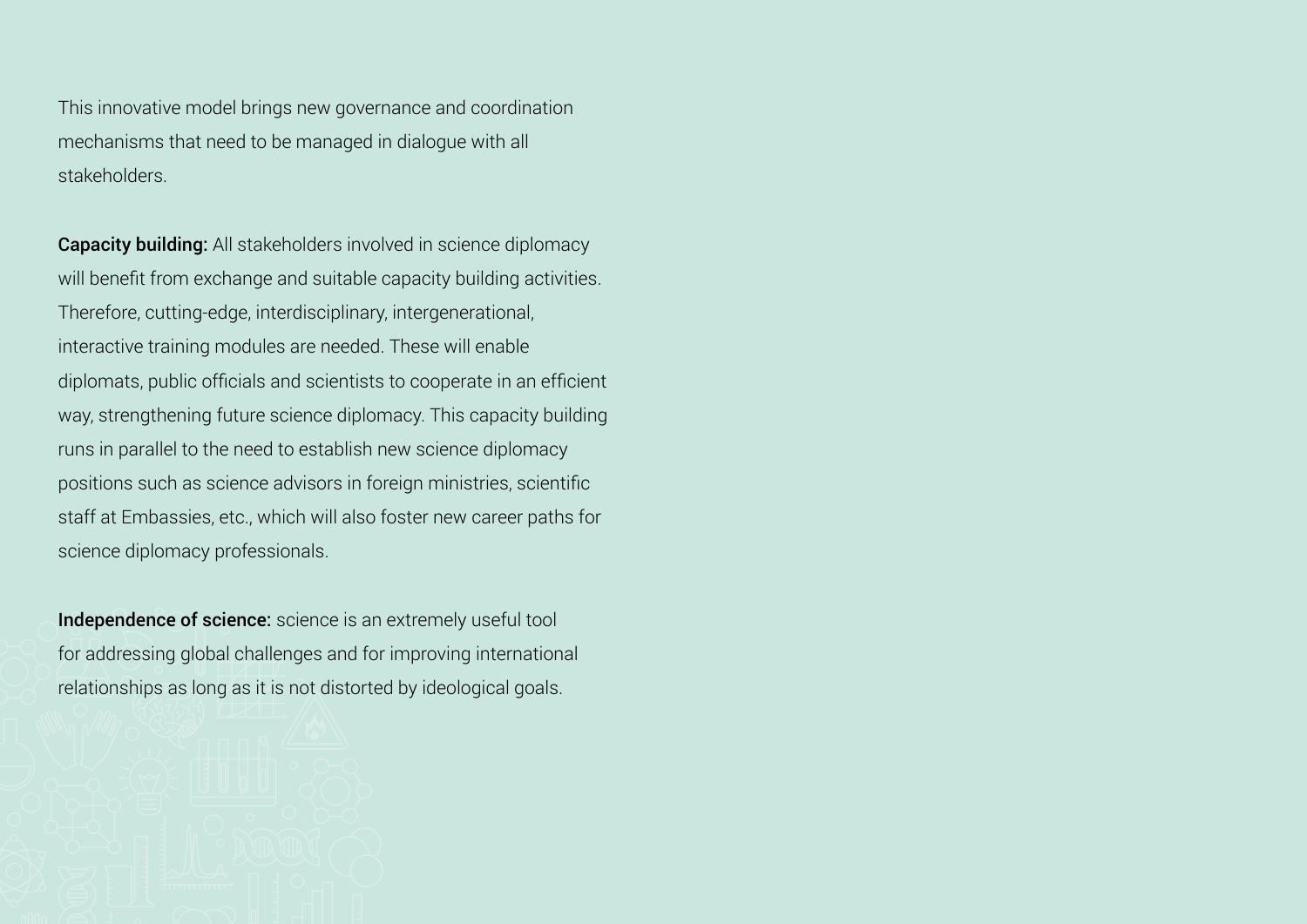This innovative model brings new governance and coordination mechanisms that need to be managed in dialogue with all stakeholders.

**Capacity building:** All stakeholders involved in science diplomacy will benefit from exchange and suitable capacity building activities. Therefore, cutting-edge, interdisciplinary, intergenerational, interactive training modules are needed. These will enable diplomats, public officials and scientists to cooperate in an efficient way, strengthening future science diplomacy. This capacity building runs in parallel to the need to establish new science diplomacy positions such as science advisors in foreign ministries, scientific staff at Embassies, etc., which will also foster new career paths for science diplomacy professionals.

**Independence of science:** science is an extremely useful tool for addressing global challenges and for improving international relationships as long as it is not distorted by ideological goals.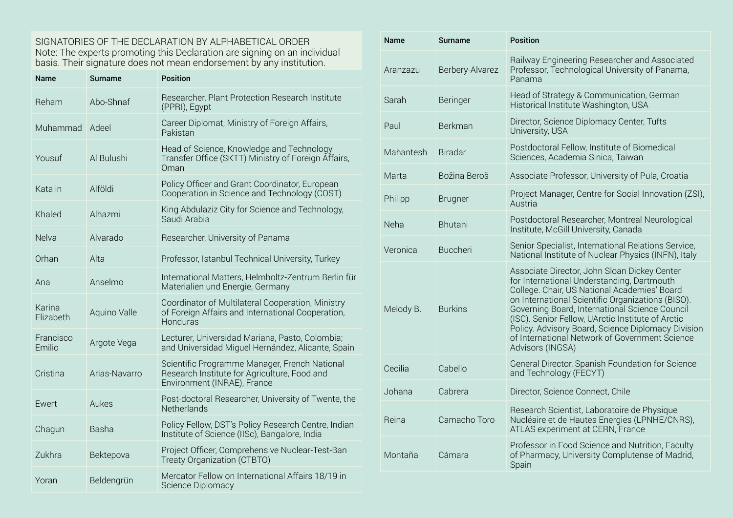SIGNATORIES OF THE DECLARATION BY ALPHABETICAL ORDER
Note: The experts promoting this Declaration are signing on an individual basis. Their signature does not mean endorsement by any institution.

| Name | Surname | Position |
|---|---|---|
| Reham | Abo-Shnaf | Researcher, Plant Protection Research Institute (PPRI), Egypt |
| Muhammad | Adeel | Career Diplomat, Ministry of Foreign Affairs, Pakistan |
| Yousuf | Al Bulushi | Head of Science, Knowledge and Technology Transfer Office (SKTT) Ministry of Foreign Affairs, Oman |
| Katalin | Alföldi | Policy Officer and Grant Coordinator, European Cooperation in Science and Technology (COST) |
| Khaled | Alhazmi | King Abdulaziz City for Science and Technology, Saudi Arabia |
| Nelva | Alvarado | Researcher, University of Panama |
| Orhan | Alta | Professor, Istanbul Technical University, Turkey |
| Ana | Anselmo | International Matters, Helmholtz-Zentrum Berlin für Materialien und Energie, Germany |
| Karina Elizabeth | Aquino Valle | Coordinator of Multilateral Cooperation, Ministry of Foreign Affairs and International Cooperation, Honduras |
| Francisco Emilio | Argote Vega | Lecturer, Universidad Mariana, Pasto, Colombia; and Universidad Miguel Hernández, Alicante, Spain |
| Cristina | Arias-Navarro | Scientific Programme Manager, French National Research Institute for Agriculture, Food and Environment (INRAE), France |
| Ewert | Aukes | Post-doctoral Researcher, University of Twente, the Netherlands |
| Chagun | Basha | Policy Fellow, DST's Policy Research Centre, Indian Institute of Science (IISc), Bangalore, India |
| Zukhra | Bektepova | Project Officer, Comprehensive Nuclear-Test-Ban Treaty Organization (CTBTO) |
| Yoran | Beldengrün | Mercator Fellow on International Affairs 18/19 in Science Diplomacy |
| Aranzazu | Berbery-Alvarez | Railway Engineering Researcher and Associated Professor, Technological University of Panama, Panama |
| Sarah | Beringer | Head of Strategy & Communication, German Historical Institute Washington, USA |
| Paul | Berkman | Director, Science Diplomacy Center, Tufts University, USA |
| Mahantesh | Biradar | Postdoctoral Fellow, Institute of Biomedical Sciences, Academia Sinica, Taiwan |
| Marta | Božina Beroš | Associate Professor, University of Pula, Croatia |
| Philipp | Brugner | Project Manager, Centre for Social Innovation (ZSI), Austria |
| Neha | Bhutani | Postdoctoral Researcher, Montreal Neurological Institute, McGill University, Canada |
| Veronica | Buccheri | Senior Specialist, International Relations Service, National Institute of Nuclear Physics (INFN), Italy |
| Melody B. | Burkins | Associate Director, John Sloan Dickey Center for International Understanding, Dartmouth College. Chair, US National Academies' Board on International Scientific Organizations (BISO). Governing Board, International Science Council (ISC). Senior Fellow, UArctic Institute of Arctic Policy. Advisory Board, Science Diplomacy Division of International Network of Government Science Advisors (INGSA) |
| Cecilia | Cabello | General Director, Spanish Foundation for Science and Technology (FECYT) |
| Johana | Cabrera | Director, Science Connect, Chile |
| Reina | Camacho Toro | Research Scientist, Laboratoire de Physique Nucléaire et de Hautes Energies (LPNHE/CNRS), ATLAS experiment at CERN, France |
| Montaña | Cámara | Professor in Food Science and Nutrition, Faculty of Pharmacy, University Complutense of Madrid, Spain |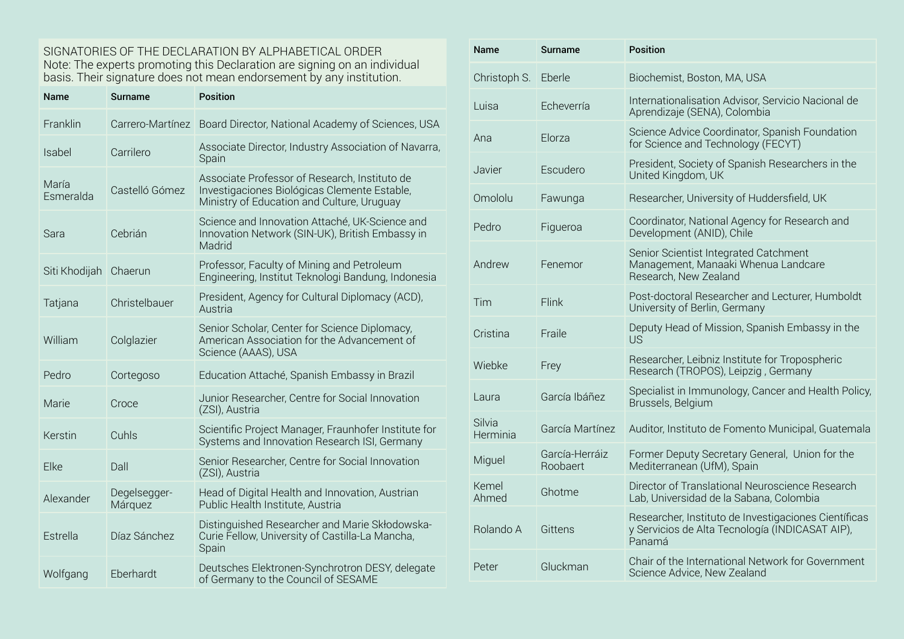SIGNATORIES OF THE DECLARATION BY ALPHABETICAL ORDER
Note: The experts promoting this Declaration are signing on an individual basis. Their signature does not mean endorsement by any institution.

| Name | Surname | Position |
|---|---|---|
| Franklin | Carrero-Martínez | Board Director, National Academy of Sciences, USA |
| Isabel | Carrilero | Associate Director, Industry Association of Navarra, Spain |
| María Esmeralda | Castelló Gómez | Associate Professor of Research, Instituto de Investigaciones Biológicas Clemente Estable, Ministry of Education and Culture, Uruguay |
| Sara | Cebrián | Science and Innovation Attaché, UK-Science and Innovation Network (SIN-UK), British Embassy in Madrid |
| Siti Khodijah | Chaerun | Professor, Faculty of Mining and Petroleum Engineering, Institut Teknologi Bandung, Indonesia |
| Tatjana | Christelbauer | President, Agency for Cultural Diplomacy (ACD), Austria |
| William | Colglazier | Senior Scholar, Center for Science Diplomacy, American Association for the Advancement of Science (AAAS), USA |
| Pedro | Cortegoso | Education Attaché, Spanish Embassy in Brazil |
| Marie | Croce | Junior Researcher, Centre for Social Innovation (ZSI), Austria |
| Kerstin | Cuhls | Scientific Project Manager, Fraunhofer Institute for Systems and Innovation Research ISI, Germany |
| Elke | Dall | Senior Researcher, Centre for Social Innovation (ZSI), Austria |
| Alexander | Degelsegger-Márquez | Head of Digital Health and Innovation, Austrian Public Health Institute, Austria |
| Estrella | Díaz Sánchez | Distinguished Researcher and Marie Skłodowska-Curie Fellow, University of Castilla-La Mancha, Spain |
| Wolfgang | Eberhardt | Deutsches Elektronen-Synchrotron DESY, delegate of Germany to the Council of SESAME |
| Christoph S. | Eberle | Biochemist, Boston, MA, USA |
| Luisa | Echeverría | Internationalisation Advisor, Servicio Nacional de Aprendizaje (SENA), Colombia |
| Ana | Elorza | Science Advice Coordinator, Spanish Foundation for Science and Technology (FECYT) |
| Javier | Escudero | President, Society of Spanish Researchers in the United Kingdom, UK |
| Omololu | Fawunga | Researcher, University of Huddersfield, UK |
| Pedro | Figueroa | Coordinator, National Agency for Research and Development (ANID), Chile |
| Andrew | Fenemor | Senior Scientist Integrated Catchment Management, Manaaki Whenua Landcare Research, New Zealand |
| Tim | Flink | Post-doctoral Researcher and Lecturer, Humboldt University of Berlin, Germany |
| Cristina | Fraile | Deputy Head of Mission, Spanish Embassy in the US |
| Wiebke | Frey | Researcher, Leibniz Institute for Tropospheric Research (TROPOS), Leipzig , Germany |
| Laura | García Ibáñez | Specialist in Immunology, Cancer and Health Policy, Brussels, Belgium |
| Silvia Herminia | García Martínez | Auditor, Instituto de Fomento Municipal, Guatemala |
| Miguel | García-Herráiz Roobaert | Former Deputy Secretary General, Union for the Mediterranean (UfM), Spain |
| Kemel Ahmed | Ghotme | Director of Translational Neuroscience Research Lab, Universidad de la Sabana, Colombia |
| Rolando A | Gittens | Researcher, Instituto de Investigaciones Científicas y Servicios de Alta Tecnología (INDICASAT AIP), Panamá |
| Peter | Gluckman | Chair of the International Network for Government Science Advice, New Zealand |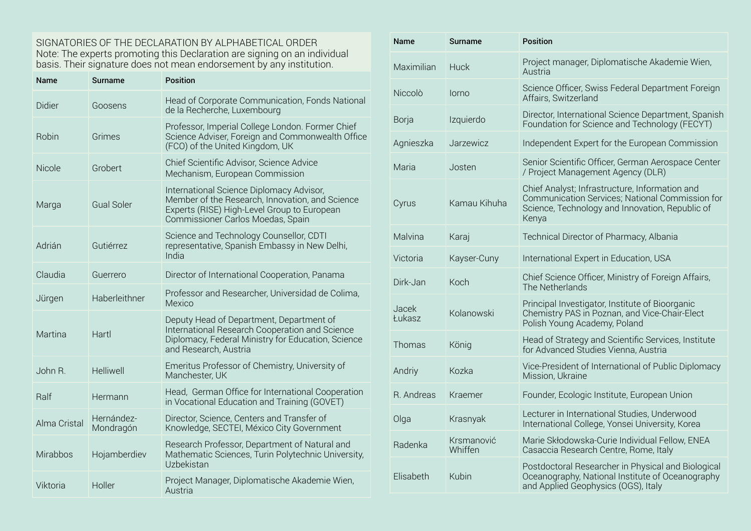SIGNATORIES OF THE DECLARATION BY ALPHABETICAL ORDER
Note: The experts promoting this Declaration are signing on an individual basis. Their signature does not mean endorsement by any institution.

| Name | Surname | Position |
|---|---|---|
| Didier | Goosens | Head of Corporate Communication, Fonds National de la Recherche, Luxembourg |
| Robin | Grimes | Professor, Imperial College London. Former Chief Science Adviser, Foreign and Commonwealth Office (FCO) of the United Kingdom, UK |
| Nicole | Grobert | Chief Scientific Advisor, Science Advice Mechanism, European Commission |
| Marga | Gual Soler | International Science Diplomacy Advisor, Member of the Research, Innovation, and Science Experts (RISE) High-Level Group to European Commissioner Carlos Moedas, Spain |
| Adrián | Gutiérrez | Science and Technology Counsellor, CDTI representative, Spanish Embassy in New Delhi, India |
| Claudia | Guerrero | Director of International Cooperation, Panama |
| Jürgen | Haberleithner | Professor and Researcher, Universidad de Colima, Mexico |
| Martina | Hartl | Deputy Head of Department, Department of International Research Cooperation and Science Diplomacy, Federal Ministry for Education, Science and Research, Austria |
| John R. | Helliwell | Emeritus Professor of Chemistry, University of Manchester, UK |
| Ralf | Hermann | Head, German Office for International Cooperation in Vocational Education and Training (GOVET) |
| Alma Cristal | Hernández-Mondragón | Director, Science, Centers and Transfer of Knowledge, SECTEI, México City Government |
| Mirabbos | Hojamberdiev | Research Professor, Department of Natural and Mathematic Sciences, Turin Polytechnic University, Uzbekistan |
| Viktoria | Holler | Project Manager, Diplomatische Akademie Wien, Austria |
| Maximilian | Huck | Project manager, Diplomatische Akademie Wien, Austria |
| Niccolò | Iorno | Science Officer, Swiss Federal Department Foreign Affairs, Switzerland |
| Borja | Izquierdo | Director, International Science Department, Spanish Foundation for Science and Technology (FECYT) |
| Agnieszka | Jarzewicz | Independent Expert for the European Commission |
| Maria | Josten | Senior Scientific Officer, German Aerospace Center / Project Management Agency (DLR) |
| Cyrus | Kamau Kihuha | Chief Analyst; Infrastructure, Information and Communication Services; National Commission for Science, Technology and Innovation, Republic of Kenya |
| Malvina | Karaj | Technical Director of Pharmacy, Albania |
| Victoria | Kayser-Cuny | International Expert in Education, USA |
| Dirk-Jan | Koch | Chief Science Officer, Ministry of Foreign Affairs, The Netherlands |
| Jacek Łukasz | Kolanowski | Principal Investigator, Institute of Bioorganic Chemistry PAS in Poznan, and Vice-Chair-Elect Polish Young Academy, Poland |
| Thomas | König | Head of Strategy and Scientific Services, Institute for Advanced Studies Vienna, Austria |
| Andriy | Kozka | Vice-President of International of Public Diplomacy Mission, Ukraine |
| R. Andreas | Kraemer | Founder, Ecologic Institute, European Union |
| Olga | Krasnyak | Lecturer in International Studies, Underwood International College, Yonsei University, Korea |
| Radenka | Krsmanović Whiffen | Marie Skłodowska-Curie Individual Fellow, ENEA Casaccia Research Centre, Rome, Italy |
| Elisabeth | Kubin | Postdoctoral Researcher in Physical and Biological Oceanography, National Institute of Oceanography and Applied Geophysics (OGS), Italy |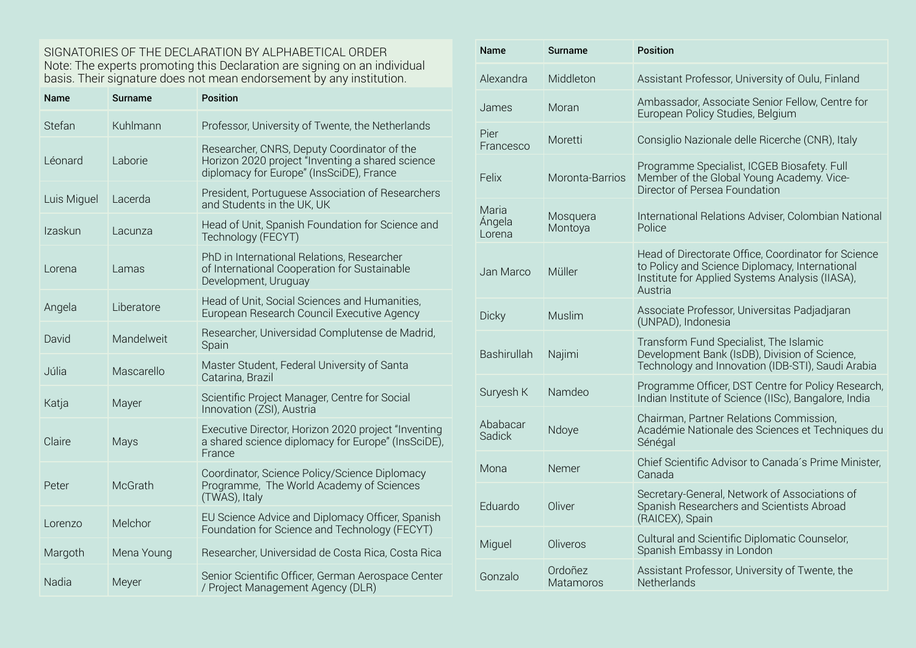SIGNATORIES OF THE DECLARATION BY ALPHABETICAL ORDER
Note: The experts promoting this Declaration are signing on an individual basis. Their signature does not mean endorsement by any institution.

| Name | Surname | Position |
|---|---|---|
| Stefan | Kuhlmann | Professor, University of Twente, the Netherlands |
| Léonard | Laborie | Researcher, CNRS, Deputy Coordinator of the Horizon 2020 project "Inventing a shared science diplomacy for Europe" (InsSciDE), France |
| Luis Miguel | Lacerda | President, Portuguese Association of Researchers and Students in the UK, UK |
| Izaskun | Lacunza | Head of Unit, Spanish Foundation for Science and Technology (FECYT) |
| Lorena | Lamas | PhD in International Relations, Researcher of International Cooperation for Sustainable Development, Uruguay |
| Angela | Liberatore | Head of Unit, Social Sciences and Humanities, European Research Council Executive Agency |
| David | Mandelweit | Researcher, Universidad Complutense de Madrid, Spain |
| Júlia | Mascarello | Master Student, Federal University of Santa Catarina, Brazil |
| Katja | Mayer | Scientific Project Manager, Centre for Social Innovation (ZSI), Austria |
| Claire | Mays | Executive Director, Horizon 2020 project "Inventing a shared science diplomacy for Europe" (InsSciDE), France |
| Peter | McGrath | Coordinator, Science Policy/Science Diplomacy Programme, The World Academy of Sciences (TWAS), Italy |
| Lorenzo | Melchor | EU Science Advice and Diplomacy Officer, Spanish Foundation for Science and Technology (FECYT) |
| Margoth | Mena Young | Researcher, Universidad de Costa Rica, Costa Rica |
| Nadia | Meyer | Senior Scientific Officer, German Aerospace Center / Project Management Agency (DLR) |
| Alexandra | Middleton | Assistant Professor, University of Oulu, Finland |
| James | Moran | Ambassador, Associate Senior Fellow, Centre for European Policy Studies, Belgium |
| Pier Francesco | Moretti | Consiglio Nazionale delle Ricerche (CNR), Italy |
| Felix | Moronta-Barrios | Programme Specialist, ICGEB Biosafety. Full Member of the Global Young Academy. Vice-Director of Persea Foundation |
| Maria Ángela Lorena | Mosquera Montoya | International Relations Adviser, Colombian National Police |
| Jan Marco | Müller | Head of Directorate Office, Coordinator for Science to Policy and Science Diplomacy, International Institute for Applied Systems Analysis (IIASA), Austria |
| Dicky | Muslim | Associate Professor, Universitas Padjadjaran (UNPAD), Indonesia |
| Bashirullah | Najimi | Transform Fund Specialist, The Islamic Development Bank (IsDB), Division of Science, Technology and Innovation (IDB-STI), Saudi Arabia |
| Suryesh K | Namdeo | Programme Officer, DST Centre for Policy Research, Indian Institute of Science (IISc), Bangalore, India |
| Ababacar Sadick | Ndoye | Chairman, Partner Relations Commission, Académie Nationale des Sciences et Techniques du Sénégal |
| Mona | Nemer | Chief Scientific Advisor to Canada´s Prime Minister, Canada |
| Eduardo | Oliver | Secretary-General, Network of Associations of Spanish Researchers and Scientists Abroad (RAICEX), Spain |
| Miguel | Oliveros | Cultural and Scientific Diplomatic Counselor, Spanish Embassy in London |
| Gonzalo | Ordoñez Matamoros | Assistant Professor, University of Twente, the Netherlands |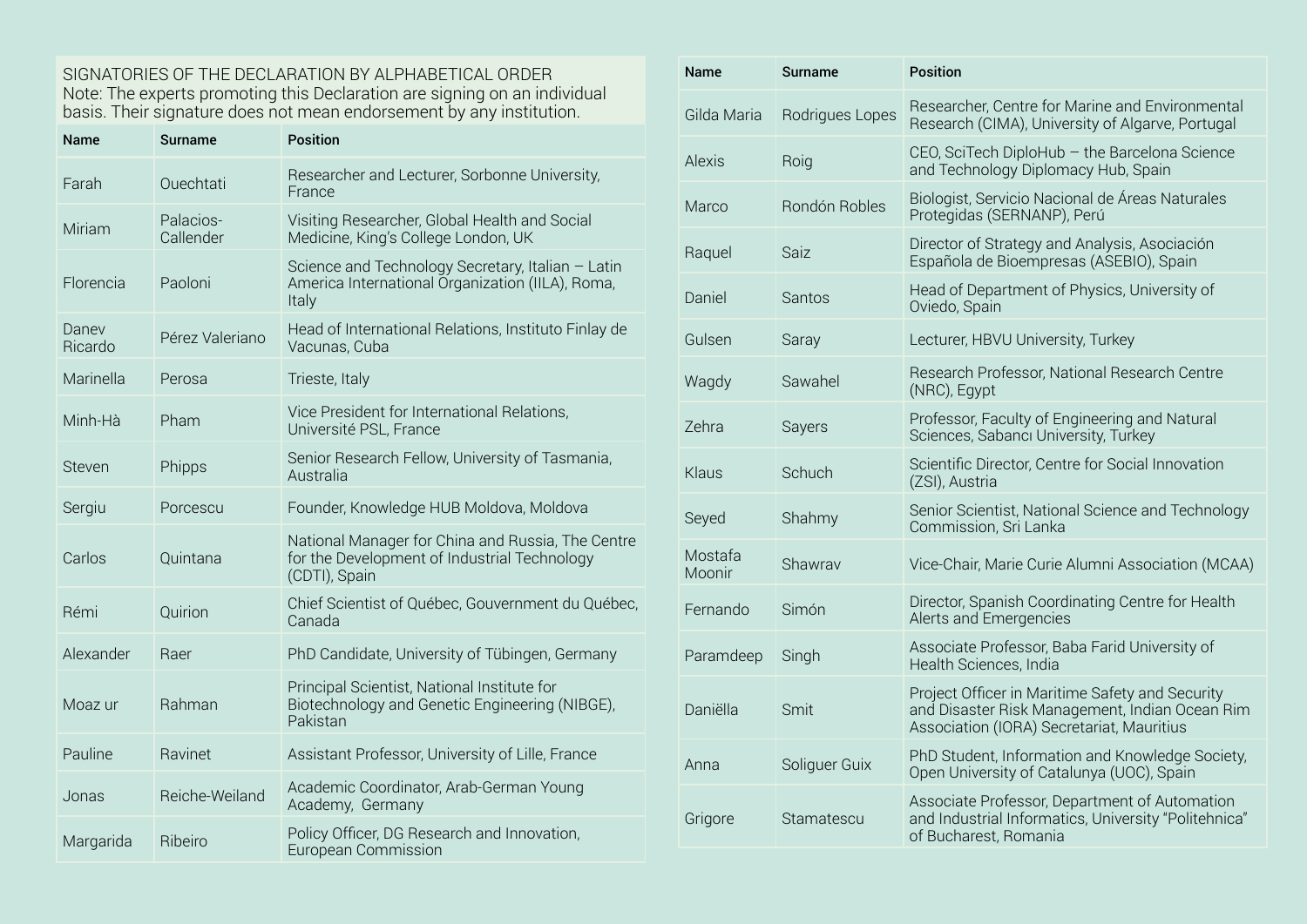SIGNATORIES OF THE DECLARATION BY ALPHABETICAL ORDER
Note: The experts promoting this Declaration are signing on an individual basis. Their signature does not mean endorsement by any institution.

| Name | Surname | Position |
|---|---|---|
| Farah | Ouechtati | Researcher and Lecturer, Sorbonne University, France |
| Miriam | Palacios-Callender | Visiting Researcher, Global Health and Social Medicine, King's College London, UK |
| Florencia | Paoloni | Science and Technology Secretary, Italian – Latin America International Organization (IILA), Roma, Italy |
| Danev Ricardo | Pérez Valeriano | Head of International Relations, Instituto Finlay de Vacunas, Cuba |
| Marinella | Perosa | Trieste, Italy |
| Minh-Hà | Pham | Vice President for International Relations, Université PSL, France |
| Steven | Phipps | Senior Research Fellow, University of Tasmania, Australia |
| Sergiu | Porcescu | Founder, Knowledge HUB Moldova, Moldova |
| Carlos | Quintana | National Manager for China and Russia, The Centre for the Development of Industrial Technology (CDTI), Spain |
| Rémi | Quirion | Chief Scientist of Québec, Gouvernment du Québec, Canada |
| Alexander | Raer | PhD Candidate, University of Tübingen, Germany |
| Moaz ur | Rahman | Principal Scientist, National Institute for Biotechnology and Genetic Engineering (NIBGE), Pakistan |
| Pauline | Ravinet | Assistant Professor, University of Lille, France |
| Jonas | Reiche-Weiland | Academic Coordinator, Arab-German Young Academy, Germany |
| Margarida | Ribeiro | Policy Officer, DG Research and Innovation, European Commission |
| Gilda Maria | Rodrigues Lopes | Researcher, Centre for Marine and Environmental Research (CIMA), University of Algarve, Portugal |
| Alexis | Roig | CEO, SciTech DiploHub – the Barcelona Science and Technology Diplomacy Hub, Spain |
| Marco | Rondón Robles | Biologist, Servicio Nacional de Áreas Naturales Protegidas (SERNANP), Perú |
| Raquel | Saiz | Director of Strategy and Analysis, Asociación Española de Bioempresas (ASEBIO), Spain |
| Daniel | Santos | Head of Department of Physics, University of Oviedo, Spain |
| Gulsen | Saray | Lecturer, HBVU University, Turkey |
| Wagdy | Sawahel | Research Professor, National Research Centre (NRC), Egypt |
| Zehra | Sayers | Professor, Faculty of Engineering and Natural Sciences, Sabancı University, Turkey |
| Klaus | Schuch | Scientific Director, Centre for Social Innovation (ZSI), Austria |
| Seyed | Shahmy | Senior Scientist, National Science and Technology Commission, Sri Lanka |
| Mostafa Moonir | Shawrav | Vice-Chair, Marie Curie Alumni Association (MCAA) |
| Fernando | Simón | Director, Spanish Coordinating Centre for Health Alerts and Emergencies |
| Paramdeep | Singh | Associate Professor, Baba Farid University of Health Sciences, India |
| Daniëlla | Smit | Project Officer in Maritime Safety and Security and Disaster Risk Management, Indian Ocean Rim Association (IORA) Secretariat, Mauritius |
| Anna | Soliguer Guix | PhD Student, Information and Knowledge Society, Open University of Catalunya (UOC), Spain |
| Grigore | Stamatescu | Associate Professor, Department of Automation and Industrial Informatics, University "Politehnica" of Bucharest, Romania |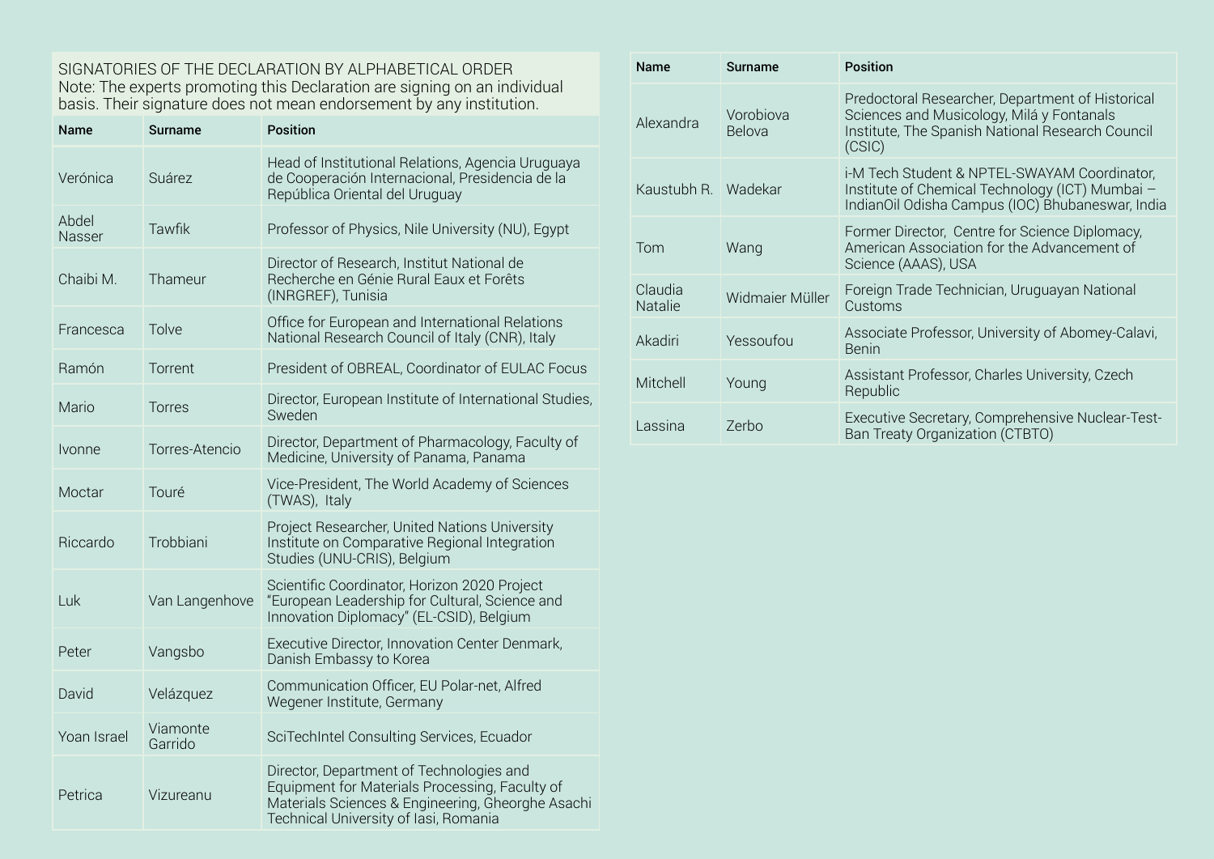SIGNATORIES OF THE DECLARATION BY ALPHABETICAL ORDER
Note: The experts promoting this Declaration are signing on an individual basis. Their signature does not mean endorsement by any institution.

| Name | Surname | Position |
|---|---|---|
| Verónica | Suárez | Head of Institutional Relations, Agencia Uruguaya de Cooperación Internacional, Presidencia de la República Oriental del Uruguay |
| Abdel Nasser | Tawfik | Professor of Physics, Nile University (NU), Egypt |
| Chaibi M. | Thameur | Director of Research, Institut National de Recherche en Génie Rural Eaux et Forêts (INRGREF), Tunisia |
| Francesca | Tolve | Office for European and International Relations National Research Council of Italy (CNR), Italy |
| Ramón | Torrent | President of OBREAL, Coordinator of EULAC Focus |
| Mario | Torres | Director, European Institute of International Studies, Sweden |
| Ivonne | Torres-Atencio | Director, Department of Pharmacology, Faculty of Medicine, University of Panama, Panama |
| Moctar | Touré | Vice-President, The World Academy of Sciences (TWAS), Italy |
| Riccardo | Trobbiani | Project Researcher, United Nations University Institute on Comparative Regional Integration Studies (UNU-CRIS), Belgium |
| Luk | Van Langenhove | Scientific Coordinator, Horizon 2020 Project "European Leadership for Cultural, Science and Innovation Diplomacy" (EL-CSID), Belgium |
| Peter | Vangsbo | Executive Director, Innovation Center Denmark, Danish Embassy to Korea |
| David | Velázquez | Communication Officer, EU Polar-net, Alfred Wegener Institute, Germany |
| Yoan Israel | Viamonte Garrido | SciTechIntel Consulting Services, Ecuador |
| Petrica | Vizureanu | Director, Department of Technologies and Equipment for Materials Processing, Faculty of Materials Sciences & Engineering, Gheorghe Asachi Technical University of Iasi, Romania |
| Alexandra | Vorobiova Belova | Predoctoral Researcher, Department of Historical Sciences and Musicology, Milá y Fontanals Institute, The Spanish National Research Council (CSIC) |
| Kaustubh R. | Wadekar | i-M Tech Student & NPTEL-SWAYAM Coordinator, Institute of Chemical Technology (ICT) Mumbai – IndianOil Odisha Campus (IOC) Bhubaneswar, India |
| Tom | Wang | Former Director, Centre for Science Diplomacy, American Association for the Advancement of Science (AAAS), USA |
| Claudia Natalie | Widmaier Müller | Foreign Trade Technician, Uruguayan National Customs |
| Akadiri | Yessoufou | Associate Professor, University of Abomey-Calavi, Benin |
| Mitchell | Young | Assistant Professor, Charles University, Czech Republic |
| Lassina | Zerbo | Executive Secretary, Comprehensive Nuclear-Test-Ban Treaty Organization (CTBTO) |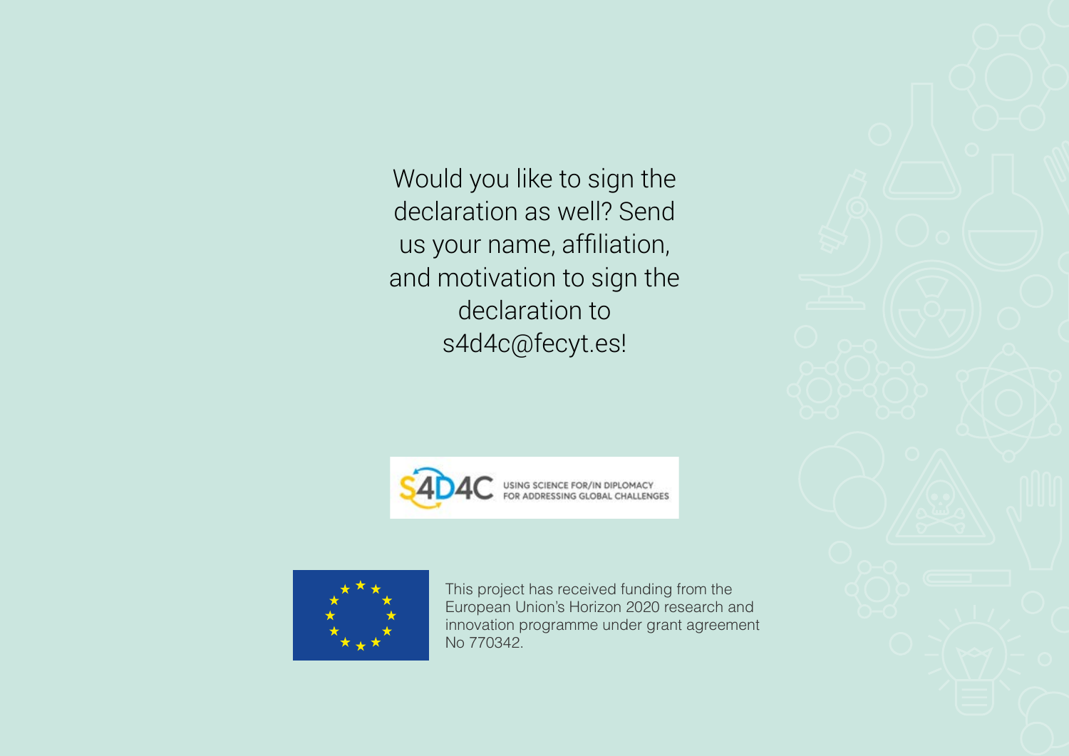Would you like to sign the declaration as well? Send us your name, affiliation, and motivation to sign the declaration to s4d4c@fecyt.es!

S4D4C USING SCIENCE FOR/IN DIPLOMACY FOR ADDRESSING GLOBAL CHALLENGES

This project has received funding from the European Union's Horizon 2020 research and innovation programme under grant agreement No 770342.